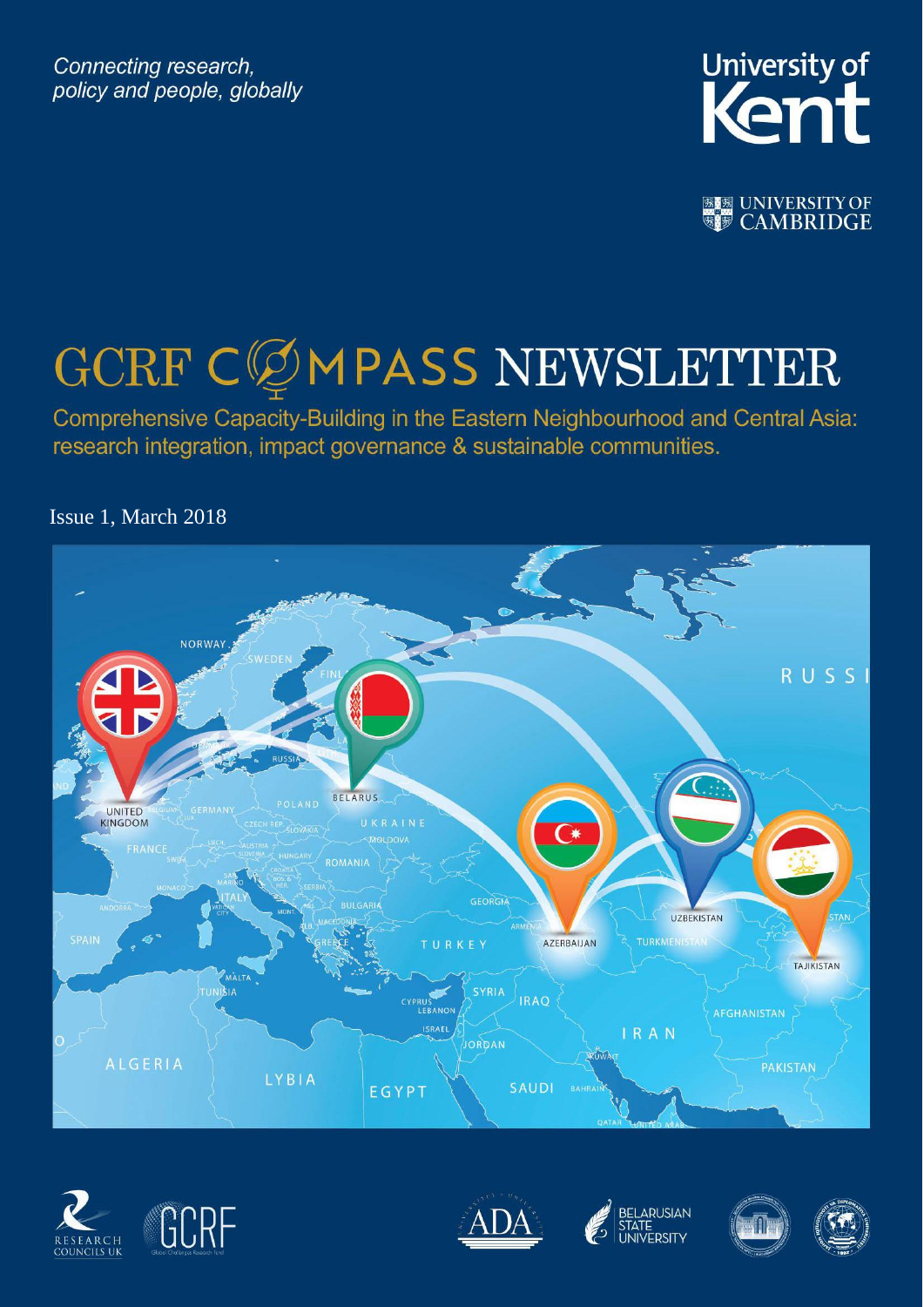*Connecting research, policy and people, globally*

University of Kent

UNIVERSITY OF CAMBRIDGE

# GCRF COMPASS NEWSLETTER

Comprehensive Capacity-Building in the Eastern Neighbourhood and Central Asia: research integration, impact governance & sustainable communities.

Issue 1, March 2018

RESEARCH COUNCILS UK

GCRF

ADA

BELARUSIAN STATE UNIVERSITY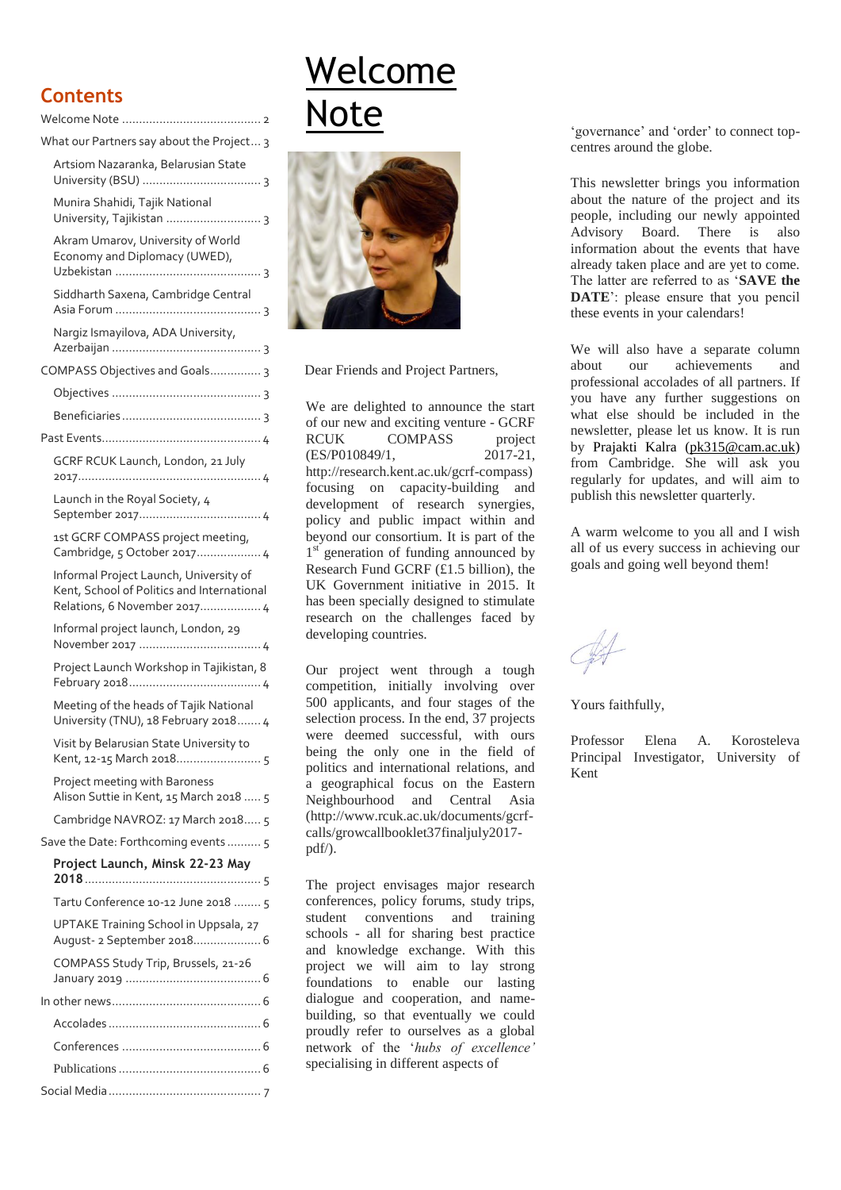## Contents

Welcome Note .......................................... 2

What our Partners say about the Project... 3

- Artsiom Nazaranka, Belarusian State University (BSU) .................................. 3
- Munira Shahidi, Tajik National University, Tajikistan ............................ 3
- Akram Umarov, University of World Economy and Diplomacy (UWED), Uzbekistan ........................................... 3
- Siddharth Saxena, Cambridge Central Asia Forum ........................................... 3
- Nargiz Ismayilova, ADA University, Azerbaijan ............................................ 3

COMPASS Objectives and Goals............... 3

- Objectives ............................................ 3
- Beneficiaries ......................................... 3

Past Events............................................... 4

- GCRF RCUK Launch, London, 21 July 2017...................................................... 4
- Launch in the Royal Society, 4 September 2017.................................... 4
- 1st GCRF COMPASS project meeting, Cambridge, 5 October 2017................... 4
- Informal Project Launch, University of Kent, School of Politics and International Relations, 6 November 2017.................. 4
- Informal project launch, London, 29 November 2017 .................................... 4
- Project Launch Workshop in Tajikistan, 8 February 2018....................................... 4
- Meeting of the heads of Tajik National University (TNU), 18 February 2018....... 4
- Visit by Belarusian State University to Kent, 12-15 March 2018......................... 5
- Project meeting with Baroness Alison Suttie in Kent, 15 March 2018 ..... 5
- Cambridge NAVROZ: 17 March 2018..... 5

Save the Date: Forthcoming events .......... 5

- **Project Launch, Minsk 22-23 May 2018** .................................................... 5
- Tartu Conference 10-12 June 2018 ........ 5
- UPTAKE Training School in Uppsala, 27 August- 2 September 2018.................... 6
- COMPASS Study Trip, Brussels, 21-26 January 2019 ........................................ 6

In other news............................................ 6

- Accolades ............................................. 6
- Conferences ......................................... 6
- Publications .......................................... 6

Social Media ............................................. 7

# Welcome Note

Dear Friends and Project Partners,

We are delighted to announce the start of our new and exciting venture - GCRF RCUK COMPASS project (ES/P010849/1, 2017-21, http://research.kent.ac.uk/gcrf-compass) focusing on capacity-building and development of research synergies, policy and public impact within and beyond our consortium. It is part of the 1st generation of funding announced by Research Fund GCRF (£1.5 billion), the UK Government initiative in 2015. It has been specially designed to stimulate research on the challenges faced by developing countries.

Our project went through a tough competition, initially involving over 500 applicants, and four stages of the selection process. In the end, 37 projects were deemed successful, with ours being the only one in the field of politics and international relations, and a geographical focus on the Eastern Neighbourhood and Central Asia (http://www.rcuk.ac.uk/documents/gcrf-calls/growcallbooklet37finaljuly2017-pdf/).

The project envisages major research conferences, policy forums, study trips, student conventions and training schools - all for sharing best practice and knowledge exchange. With this project we will aim to lay strong foundations to enable our lasting dialogue and cooperation, and name-building, so that eventually we could proudly refer to ourselves as a global network of the '*hubs of excellence'* specialising in different aspects of 'governance' and 'order' to connect top-centres around the globe.

This newsletter brings you information about the nature of the project and its people, including our newly appointed Advisory Board. There is also information about the events that have already taken place and are yet to come. The latter are referred to as '**SAVE the DATE**': please ensure that you pencil these events in your calendars!

We will also have a separate column about our achievements and professional accolades of all partners. If you have any further suggestions on what else should be included in the newsletter, please let us know. It is run by Prajakti Kalra (pk315@cam.ac.uk) from Cambridge. She will ask you regularly for updates, and will aim to publish this newsletter quarterly.

A warm welcome to you all and I wish all of us every success in achieving our goals and going well beyond them!

Yours faithfully,

Professor Elena A. Korosteleva
Principal Investigator, University of Kent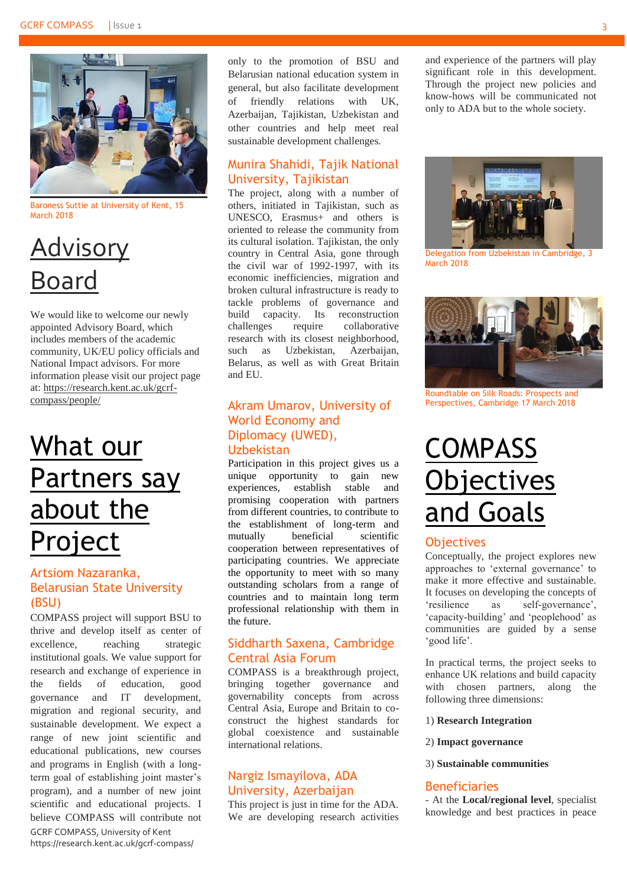Baroness Suttie at University of Kent, 15 March 2018

# Advisory Board

We would like to welcome our newly appointed Advisory Board, which includes members of the academic community, UK/EU policy officials and National Impact advisors. For more information please visit our project page at: https://research.kent.ac.uk/gcrf-compass/people/

# What our Partners say about the Project

## Artsiom Nazaranka, Belarusian State University (BSU)

COMPASS project will support BSU to thrive and develop itself as center of excellence, reaching strategic institutional goals. We value support for research and exchange of experience in the fields of education, good governance and IT development, migration and regional security, and sustainable development. We expect a range of new joint scientific and educational publications, new courses and programs in English (with a long-term goal of establishing joint master's program), and a number of new joint scientific and educational projects. I believe COMPASS will contribute not only to the promotion of BSU and Belarusian national education system in general, but also facilitate development of friendly relations with UK, Azerbaijan, Tajikistan, Uzbekistan and other countries and help meet real sustainable development challenges.

## Munira Shahidi, Tajik National University, Tajikistan

The project, along with a number of others, initiated in Tajikistan, such as UNESCO, Erasmus+ and others is oriented to release the community from its cultural isolation. Tajikistan, the only country in Central Asia, gone through the civil war of 1992-1997, with its economic inefficiencies, migration and broken cultural infrastructure is ready to tackle problems of governance and build capacity. Its reconstruction challenges require collaborative research with its closest neighborhood, such as Uzbekistan, Azerbaijan, Belarus, as well as with Great Britain and EU.

## Akram Umarov, University of World Economy and Diplomacy (UWED), Uzbekistan

Participation in this project gives us a unique opportunity to gain new experiences, establish stable and promising cooperation with partners from different countries, to contribute to the establishment of long-term and mutually beneficial scientific cooperation between representatives of participating countries. We appreciate the opportunity to meet with so many outstanding scholars from a range of countries and to maintain long term professional relationship with them in the future.

## Siddharth Saxena, Cambridge Central Asia Forum

COMPASS is a breakthrough project, bringing together governance and governability concepts from across Central Asia, Europe and Britain to co-construct the highest standards for global coexistence and sustainable international relations.

## Nargiz Ismayilova, ADA University, Azerbaijan

This project is just in time for the ADA. We are developing research activities and experience of the partners will play significant role in this development. Through the project new policies and know-hows will be communicated not only to ADA but to the whole society.

Delegation from Uzbekistan in Cambridge, 3 March 2018

Roundtable on Silk Roads: Prospects and Perspectives, Cambridge 17 March 2018

# COMPASS Objectives and Goals

## Objectives

Conceptually, the project explores new approaches to 'external governance' to make it more effective and sustainable. It focuses on developing the concepts of 'resilience as self-governance', 'capacity-building' and 'peoplehood' as communities are guided by a sense 'good life'.

In practical terms, the project seeks to enhance UK relations and build capacity with chosen partners, along the following three dimensions:

1) **Research Integration**

2) **Impact governance**

3) **Sustainable communities**

## Beneficiaries

- At the **Local/regional level**, specialist knowledge and best practices in peace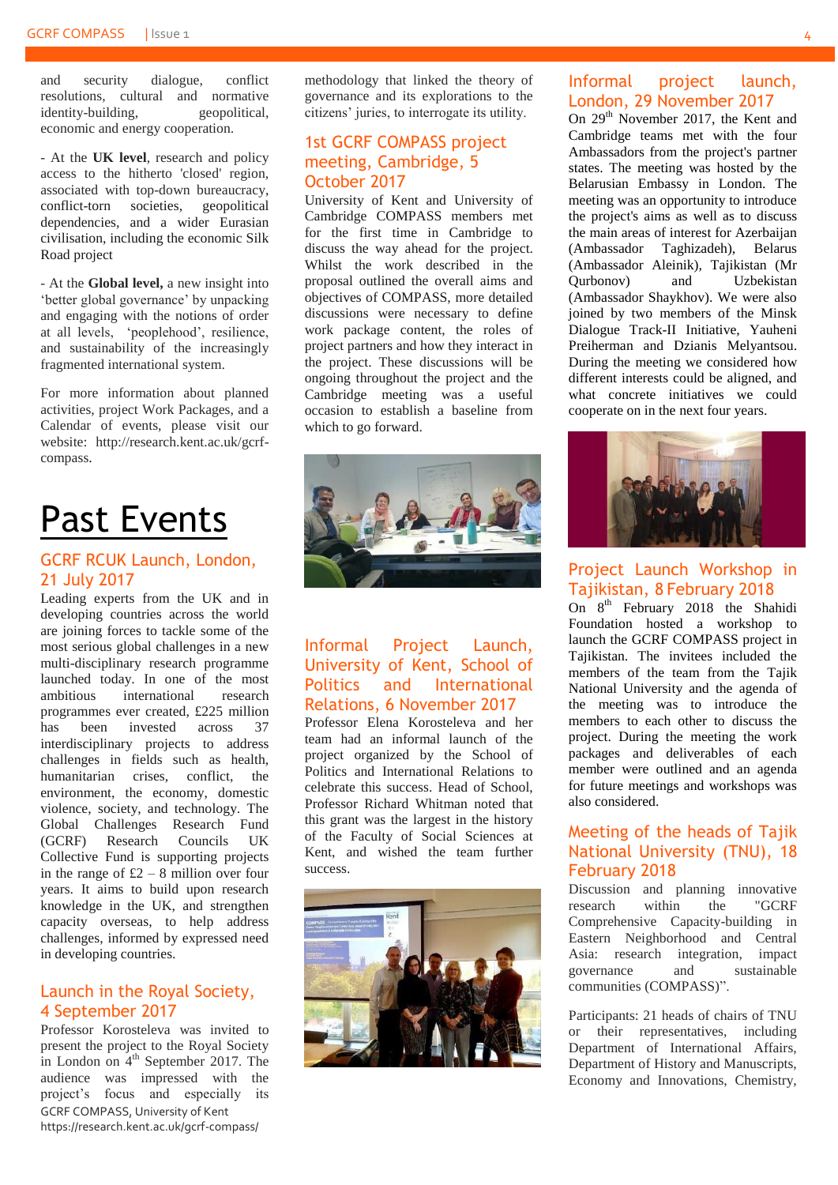and security dialogue, conflict resolutions, cultural and normative identity-building, geopolitical, economic and energy cooperation.

- At the **UK level**, research and policy access to the hitherto 'closed' region, associated with top-down bureaucracy, conflict-torn societies, geopolitical dependencies, and a wider Eurasian civilisation, including the economic Silk Road project

- At the **Global level,** a new insight into 'better global governance' by unpacking and engaging with the notions of order at all levels, 'peoplehood', resilience, and sustainability of the increasingly fragmented international system.

For more information about planned activities, project Work Packages, and a Calendar of events, please visit our website: http://research.kent.ac.uk/gcrf-compass.

# Past Events

## GCRF RCUK Launch, London, 21 July 2017

Leading experts from the UK and in developing countries across the world are joining forces to tackle some of the most serious global challenges in a new multi-disciplinary research programme launched today. In one of the most ambitious international research programmes ever created, £225 million has been invested across 37 interdisciplinary projects to address challenges in fields such as health, humanitarian crises, conflict, the environment, the economy, domestic violence, society, and technology. The Global Challenges Research Fund (GCRF) Research Councils UK Collective Fund is supporting projects in the range of £2 – 8 million over four years. It aims to build upon research knowledge in the UK, and strengthen capacity overseas, to help address challenges, informed by expressed need in developing countries.

## Launch in the Royal Society, 4 September 2017

Professor Korosteleva was invited to present the project to the Royal Society in London on 4th September 2017. The audience was impressed with the project's focus and especially its methodology that linked the theory of governance and its explorations to the citizens' juries, to interrogate its utility.

## 1st GCRF COMPASS project meeting, Cambridge, 5 October 2017

University of Kent and University of Cambridge COMPASS members met for the first time in Cambridge to discuss the way ahead for the project. Whilst the work described in the proposal outlined the overall aims and objectives of COMPASS, more detailed discussions were necessary to define work package content, the roles of project partners and how they interact in the project. These discussions will be ongoing throughout the project and the Cambridge meeting was a useful occasion to establish a baseline from which to go forward.

## Informal Project Launch, University of Kent, School of Politics and International Relations, 6 November 2017

Professor Elena Korosteleva and her team had an informal launch of the project organized by the School of Politics and International Relations to celebrate this success. Head of School, Professor Richard Whitman noted that this grant was the largest in the history of the Faculty of Social Sciences at Kent, and wished the team further success.

## Informal project launch, London, 29 November 2017

On 29th November 2017, the Kent and Cambridge teams met with the four Ambassadors from the project's partner states. The meeting was hosted by the Belarusian Embassy in London. The meeting was an opportunity to introduce the project's aims as well as to discuss the main areas of interest for Azerbaijan (Ambassador Taghizadeh), Belarus (Ambassador Aleinik), Tajikistan (Mr Qurbonov) and Uzbekistan (Ambassador Shaykhov). We were also joined by two members of the Minsk Dialogue Track-II Initiative, Yauheni Preiherman and Dzianis Melyantsou. During the meeting we considered how different interests could be aligned, and what concrete initiatives we could cooperate on in the next four years.

## Project Launch Workshop in Tajikistan, 8 February 2018

On 8th February 2018 the Shahidi Foundation hosted a workshop to launch the GCRF COMPASS project in Tajikistan. The invitees included the members of the team from the Tajik National University and the agenda of the meeting was to introduce the members to each other to discuss the project. During the meeting the work packages and deliverables of each member were outlined and an agenda for future meetings and workshops was also considered.

## Meeting of the heads of Tajik National University (TNU), 18 February 2018

Discussion and planning innovative research within the "GCRF Comprehensive Capacity-building in Eastern Neighborhood and Central Asia: research integration, impact governance and sustainable communities (COMPASS)".

Participants: 21 heads of chairs of TNU or their representatives, including Department of International Affairs, Department of History and Manuscripts, Economy and Innovations, Chemistry,

GCRF COMPASS, University of Kent
https://research.kent.ac.uk/gcrf-compass/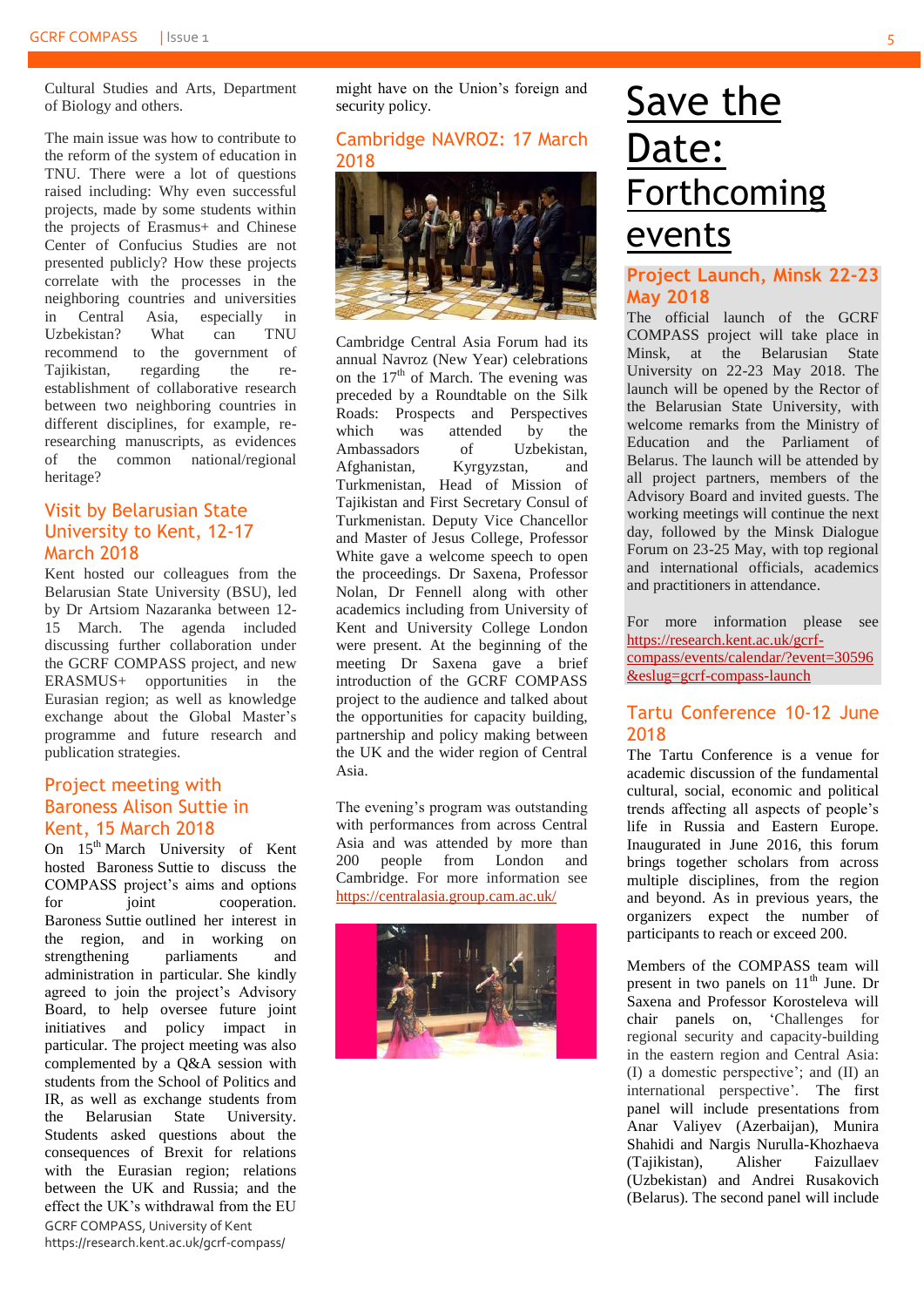Cultural Studies and Arts, Department of Biology and others.

The main issue was how to contribute to the reform of the system of education in TNU. There were a lot of questions raised including: Why even successful projects, made by some students within the projects of Erasmus+ and Chinese Center of Confucius Studies are not presented publicly? How these projects correlate with the processes in the neighboring countries and universities in Central Asia, especially in Uzbekistan? What can TNU recommend to the government of Tajikistan, regarding the re-establishment of collaborative research between two neighboring countries in different disciplines, for example, re-researching manuscripts, as evidences of the common national/regional heritage?

## Visit by Belarusian State University to Kent, 12-17 March 2018

Kent hosted our colleagues from the Belarusian State University (BSU), led by Dr Artsiom Nazaranka between 12-15 March. The agenda included discussing further collaboration under the GCRF COMPASS project, and new ERASMUS+ opportunities in the Eurasian region; as well as knowledge exchange about the Global Master's programme and future research and publication strategies.

## Project meeting with Baroness Alison Suttie in Kent, 15 March 2018

On 15th March University of Kent hosted Baroness Suttie to discuss the COMPASS project's aims and options for joint cooperation. Baroness Suttie outlined her interest in the region, and in working on strengthening parliaments and administration in particular. She kindly agreed to join the project's Advisory Board, to help oversee future joint initiatives and policy impact in particular. The project meeting was also complemented by a Q&A session with students from the School of Politics and IR, as well as exchange students from the Belarusian State University. Students asked questions about the consequences of Brexit for relations with the Eurasian region; relations between the UK and Russia; and the effect the UK's withdrawal from the EU might have on the Union's foreign and security policy.

## Cambridge NAVROZ: 17 March 2018

Cambridge Central Asia Forum had its annual Navroz (New Year) celebrations on the 17th of March. The evening was preceded by a Roundtable on the Silk Roads: Prospects and Perspectives which was attended by the Ambassadors of Uzbekistan, Afghanistan, Kyrgyzstan, and Turkmenistan, Head of Mission of Tajikistan and First Secretary Consul of Turkmenistan. Deputy Vice Chancellor and Master of Jesus College, Professor White gave a welcome speech to open the proceedings. Dr Saxena, Professor Nolan, Dr Fennell along with other academics including from University of Kent and University College London were present. At the beginning of the meeting Dr Saxena gave a brief introduction of the GCRF COMPASS project to the audience and talked about the opportunities for capacity building, partnership and policy making between the UK and the wider region of Central Asia.

The evening's program was outstanding with performances from across Central Asia and was attended by more than 200 people from London and Cambridge. For more information see https://centralasia.group.cam.ac.uk/

# Save the Date: Forthcoming events

## Project Launch, Minsk 22-23 May 2018

The official launch of the GCRF COMPASS project will take place in Minsk, at the Belarusian State University on 22-23 May 2018. The launch will be opened by the Rector of the Belarusian State University, with welcome remarks from the Ministry of Education and the Parliament of Belarus. The launch will be attended by all project partners, members of the Advisory Board and invited guests. The working meetings will continue the next day, followed by the Minsk Dialogue Forum on 23-25 May, with top regional and international officials, academics and practitioners in attendance.

For more information please see https://research.kent.ac.uk/gcrf-compass/events/calendar/?event=30596&eslug=gcrf-compass-launch

## Tartu Conference 10-12 June 2018

The Tartu Conference is a venue for academic discussion of the fundamental cultural, social, economic and political trends affecting all aspects of people's life in Russia and Eastern Europe. Inaugurated in June 2016, this forum brings together scholars from across multiple disciplines, from the region and beyond. As in previous years, the organizers expect the number of participants to reach or exceed 200.

Members of the COMPASS team will present in two panels on 11th June. Dr Saxena and Professor Korosteleva will chair panels on, 'Challenges for regional security and capacity-building in the eastern region and Central Asia: (I) a domestic perspective'; and (II) an international perspective'. The first panel will include presentations from Anar Valiyev (Azerbaijan), Munira Shahidi and Nargis Nurulla-Khozhaeva (Tajikistan), Alisher Faizullaev (Uzbekistan) and Andrei Rusakovich (Belarus). The second panel will include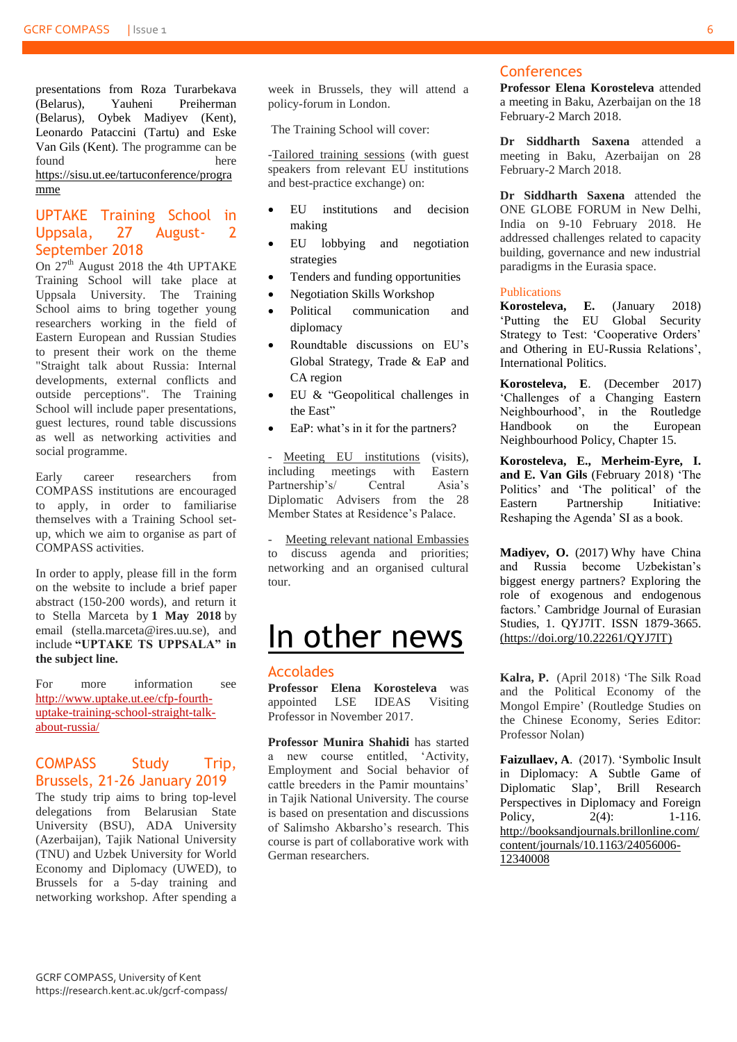presentations from Roza Turarbekava (Belarus), Yauheni Preiherman (Belarus), Oybek Madiyev (Kent), Leonardo Pataccini (Tartu) and Eske Van Gils (Kent). The programme can be found here https://sisu.ut.ee/tartuconference/programme

## UPTAKE Training School in Uppsala, 27 August- 2 September 2018

On 27th August 2018 the 4th UPTAKE Training School will take place at Uppsala University. The Training School aims to bring together young researchers working in the field of Eastern European and Russian Studies to present their work on the theme "Straight talk about Russia: Internal developments, external conflicts and outside perceptions". The Training School will include paper presentations, guest lectures, round table discussions as well as networking activities and social programme.

Early career researchers from COMPASS institutions are encouraged to apply, in order to familiarise themselves with a Training School set-up, which we aim to organise as part of COMPASS activities.

In order to apply, please fill in the form on the website to include a brief paper abstract (150-200 words), and return it to Stella Marceta by **1 May 2018** by email (stella.marceta@ires.uu.se), and include **"UPTAKE TS UPPSALA" in the subject line.**

For more information see http://www.uptake.ut.ee/cfp-fourth-uptake-training-school-straight-talk-about-russia/

## COMPASS Study Trip, Brussels, 21-26 January 2019

The study trip aims to bring top-level delegations from Belarusian State University (BSU), ADA University (Azerbaijan), Tajik National University (TNU) and Uzbek University for World Economy and Diplomacy (UWED), to Brussels for a 5-day training and networking workshop. After spending a week in Brussels, they will attend a policy-forum in London.

The Training School will cover:

-Tailored training sessions (with guest speakers from relevant EU institutions and best-practice exchange) on:

- EU institutions and decision making
- EU lobbying and negotiation strategies
- Tenders and funding opportunities
- Negotiation Skills Workshop
- Political communication and diplomacy
- Roundtable discussions on EU's Global Strategy, Trade & EaP and CA region
- EU & "Geopolitical challenges in the East"
- EaP: what's in it for the partners?

- Meeting EU institutions (visits), including meetings with Eastern Partnership's/ Central Asia's Diplomatic Advisers from the 28 Member States at Residence's Palace.

- Meeting relevant national Embassies to discuss agenda and priorities; networking and an organised cultural tour.

# In other news

## Accolades

**Professor Elena Korosteleva** was appointed LSE IDEAS Visiting Professor in November 2017.

**Professor Munira Shahidi** has started a new course entitled, 'Activity, Employment and Social behavior of cattle breeders in the Pamir mountains' in Tajik National University. The course is based on presentation and discussions of Salimsho Akbarsho's research. This course is part of collaborative work with German researchers.

## Conferences

**Professor Elena Korosteleva** attended a meeting in Baku, Azerbaijan on the 18 February-2 March 2018.

**Dr Siddharth Saxena** attended a meeting in Baku, Azerbaijan on 28 February-2 March 2018.

**Dr Siddharth Saxena** attended the ONE GLOBE FORUM in New Delhi, India on 9-10 February 2018. He addressed challenges related to capacity building, governance and new industrial paradigms in the Eurasia space.

## Publications

**Korosteleva, E.** (January 2018) 'Putting the EU Global Security Strategy to Test: 'Cooperative Orders' and Othering in EU-Russia Relations', International Politics.

**Korosteleva, E**. (December 2017) 'Challenges of a Changing Eastern Neighbourhood', in the Routledge Handbook on the European Neighbourhood Policy, Chapter 15.

**Korosteleva, E., Merheim-Eyre, I. and E. Van Gils** (February 2018) 'The Politics' and 'The political' of the Eastern Partnership Initiative: Reshaping the Agenda' SI as a book.

**Madiyev, O.** (2017) Why have China and Russia become Uzbekistan's biggest energy partners? Exploring the role of exogenous and endogenous factors.' Cambridge Journal of Eurasian Studies, 1. QYJ7IT. ISSN 1879-3665. (https://doi.org/10.22261/QYJ7IT)

**Kalra, P.** (April 2018) 'The Silk Road and the Political Economy of the Mongol Empire' (Routledge Studies on the Chinese Economy, Series Editor: Professor Nolan)

**Faizullaev, A.** (2017). 'Symbolic Insult in Diplomacy: A Subtle Game of Diplomatic Slap', Brill Research Perspectives in Diplomacy and Foreign Policy, 2(4): 1-116. http://booksandjournals.brillonline.com/content/journals/10.1163/24056006-12340008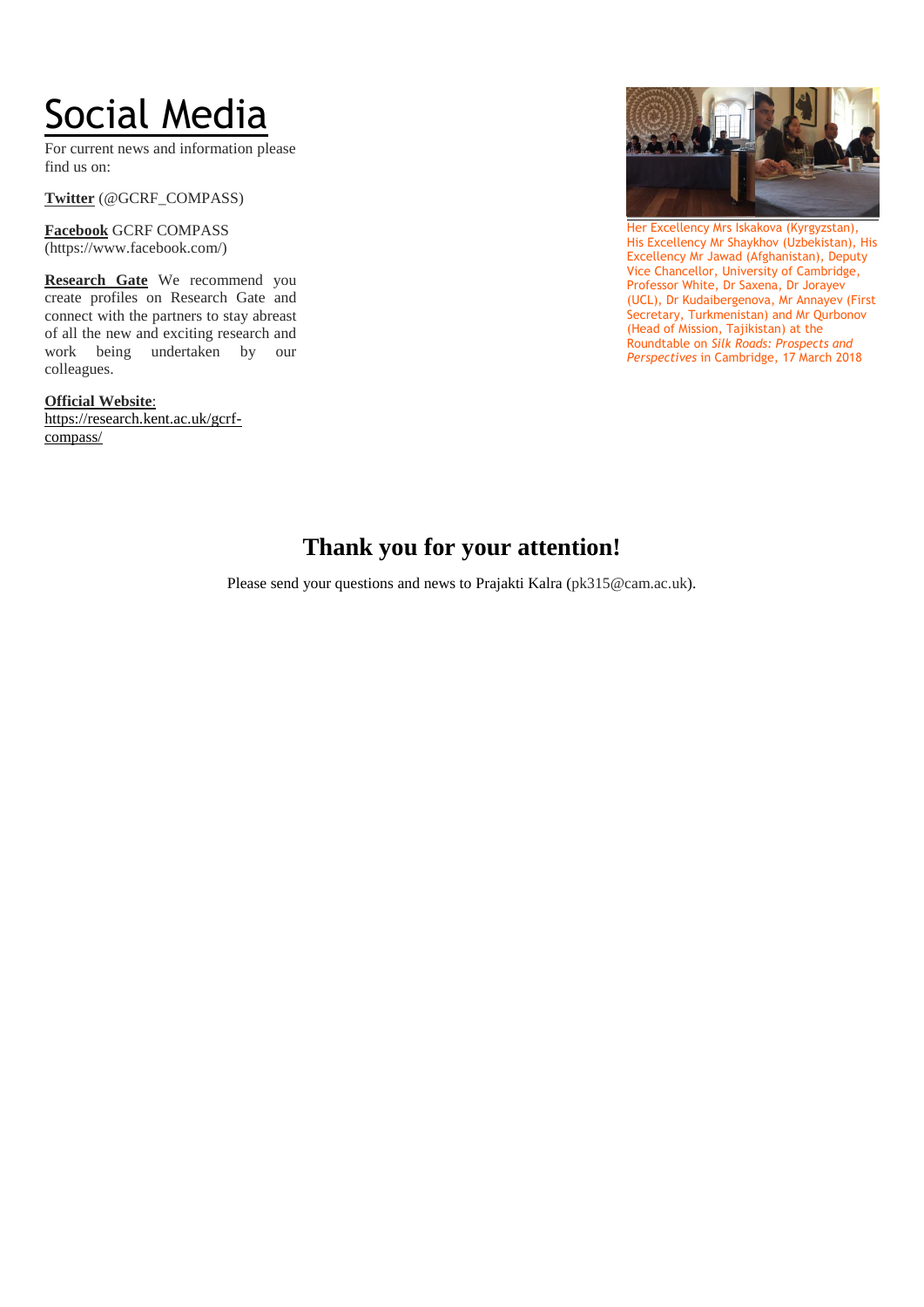# Social Media

For current news and information please find us on:

**Twitter** (@GCRF_COMPASS)

**Facebook** GCRF COMPASS (https://www.facebook.com/)

**Research Gate** We recommend you create profiles on Research Gate and connect with the partners to stay abreast of all the new and exciting research and work being undertaken by our colleagues.

**Official Website**: https://research.kent.ac.uk/gcrf-compass/

Her Excellency Mrs Iskakova (Kyrgyzstan), His Excellency Mr Shaykhov (Uzbekistan), His Excellency Mr Jawad (Afghanistan), Deputy Vice Chancellor, University of Cambridge, Professor White, Dr Saxena, Dr Jorayev (UCL), Dr Kudaibergenova, Mr Annayev (First Secretary, Turkmenistan) and Mr Qurbonov (Head of Mission, Tajikistan) at the Roundtable on *Silk Roads: Prospects and Perspectives* in Cambridge, 17 March 2018

## Thank you for your attention!

Please send your questions and news to Prajakti Kalra (pk315@cam.ac.uk).